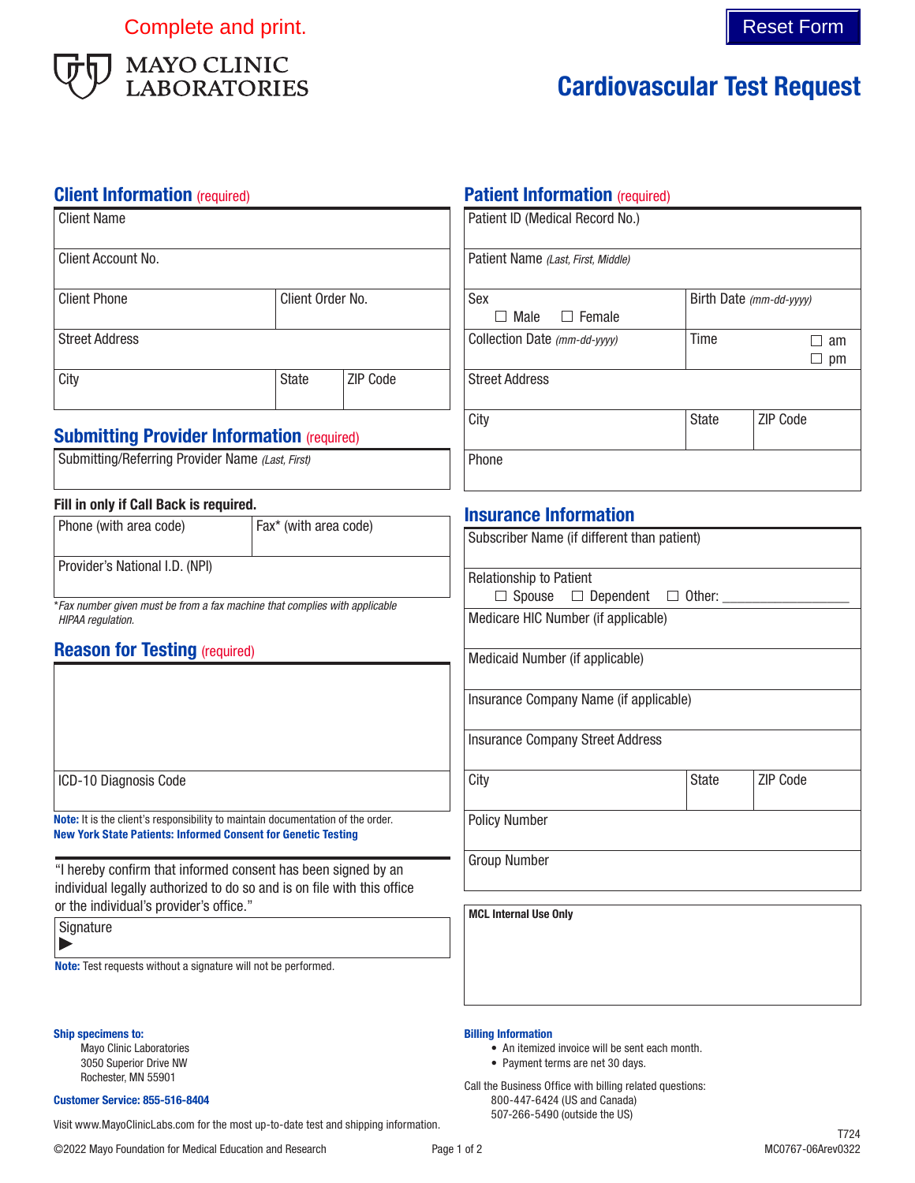Complete and print.

Reset Form

MAYO CLINIC LABORATORIES

# Cardiovascular Test Request

## Client Information (required)

| Client Name | | |
|---|---|---|
| Client Account No. | | |
| Client Phone | Client Order No. | |
| Street Address | | |
| City | State | ZIP Code |

## Submitting Provider Information (required)

| Submitting/Referring Provider Name *(Last, First)* |
|---|

**Fill in only if Call Back is required.**

| Phone (with area code) | Fax* (with area code) |
|---|---|
| Provider's National I.D. (NPI) | |

**Fax number given must be from a fax machine that complies with applicable HIPAA regulation.*

## Reason for Testing (required)

| |
|---|
| ICD-10 Diagnosis Code |

**Note:** It is the client's responsibility to maintain documentation of the order.

**New York State Patients: Informed Consent for Genetic Testing**

"I hereby confirm that informed consent has been signed by an individual legally authorized to do so and is on file with this office or the individual's provider's office."

| Signature ▶ |
|---|

**Note:** Test requests without a signature will not be performed.

## Patient Information (required)

| Patient ID (Medical Record No.) | | |
|---|---|---|
| Patient Name *(Last, First, Middle)* | | |
| Sex ☐ Male ☐ Female | Birth Date *(mm-dd-yyyy)* | |
| Collection Date *(mm-dd-yyyy)* | Time ☐ am ☐ pm | |
| Street Address | | |
| City | State | ZIP Code |
| Phone | | |

## Insurance Information

| Subscriber Name (if different than patient) | | |
|---|---|---|
| Relationship to Patient ☐ Spouse ☐ Dependent ☐ Other: ________________ | | |
| Medicare HIC Number (if applicable) | | |
| Medicaid Number (if applicable) | | |
| Insurance Company Name (if applicable) | | |
| Insurance Company Street Address | | |
| City | State | ZIP Code |
| Policy Number | | |
| Group Number | | |

| MCL Internal Use Only |
|---|

**Ship specimens to:**

Mayo Clinic Laboratories
3050 Superior Drive NW
Rochester, MN 55901

**Customer Service: 855-516-8404**

Visit www.MayoClinicLabs.com for the most up-to-date test and shipping information.

**Billing Information**

- An itemized invoice will be sent each month.
- Payment terms are net 30 days.

Call the Business Office with billing related questions:
800-447-6424 (US and Canada)
507-266-5490 (outside the US)

T724

©2022 Mayo Foundation for Medical Education and Research

MC0767-06Arev0322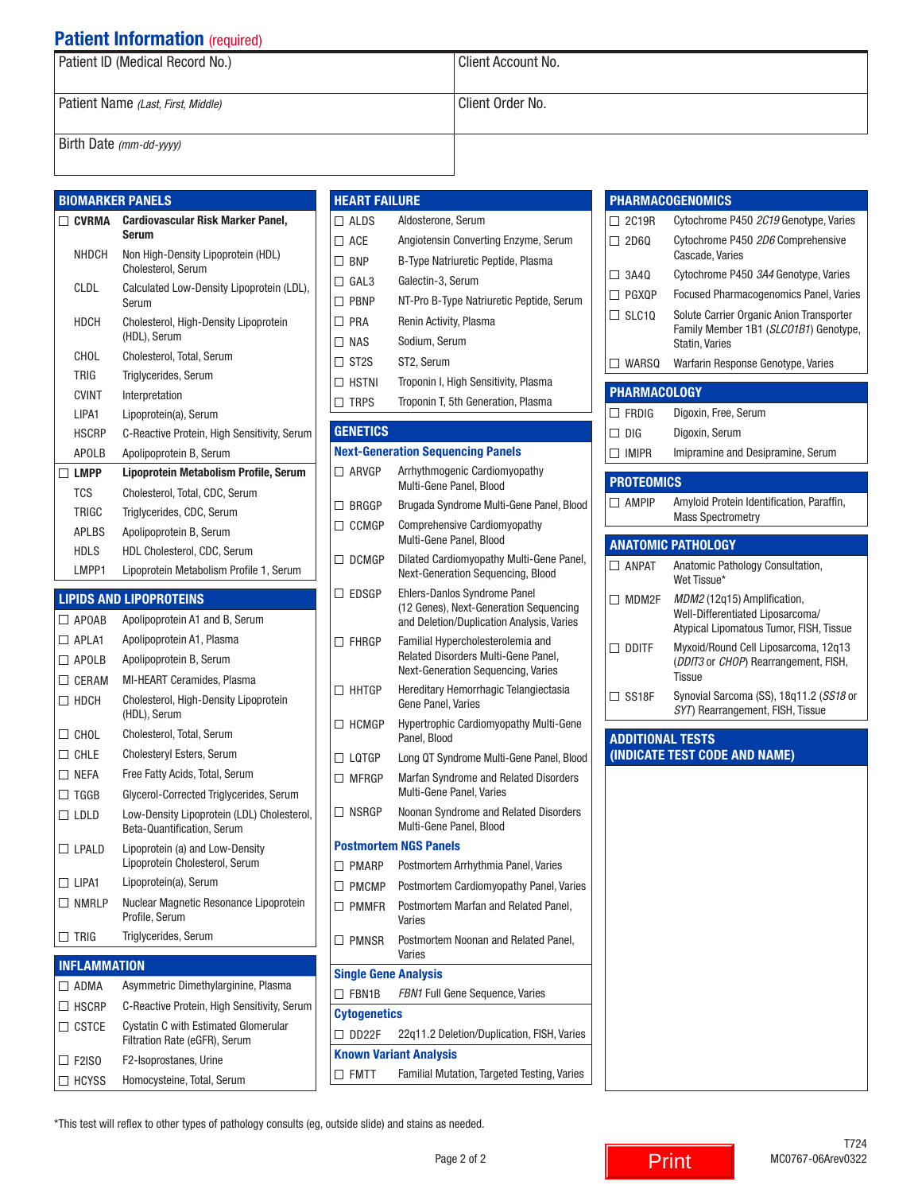## Patient Information (required)

| | |
|---|---|
| Patient ID (Medical Record No.) | Client Account No. |
| Patient Name *(Last, First, Middle)* | Client Order No. |
| Birth Date *(mm-dd-yyyy)* | |

### BIOMARKER PANELS

| | |
|---|---|
| ☐ **CVRMA** | **Cardiovascular Risk Marker Panel, Serum** |
| NHDCH | Non High-Density Lipoprotein (HDL) Cholesterol, Serum |
| CLDL | Calculated Low-Density Lipoprotein (LDL), Serum |
| HDCH | Cholesterol, High-Density Lipoprotein (HDL), Serum |
| CHOL | Cholesterol, Total, Serum |
| TRIG | Triglycerides, Serum |
| CVINT | Interpretation |
| LIPA1 | Lipoprotein(a), Serum |
| HSCRP | C-Reactive Protein, High Sensitivity, Serum |
| APOLB | Apolipoprotein B, Serum |
| ☐ **LMPP** | **Lipoprotein Metabolism Profile, Serum** |
| TCS | Cholesterol, Total, CDC, Serum |
| TRIGC | Triglycerides, CDC, Serum |
| APLBS | Apolipoprotein B, Serum |
| HDLS | HDL Cholesterol, CDC, Serum |
| LMPP1 | Lipoprotein Metabolism Profile 1, Serum |

### LIPIDS AND LIPOPROTEINS

| | |
|---|---|
| ☐ APOAB | Apolipoprotein A1 and B, Serum |
| ☐ APLA1 | Apolipoprotein A1, Plasma |
| ☐ APOLB | Apolipoprotein B, Serum |
| ☐ CERAM | MI-HEART Ceramides, Plasma |
| ☐ HDCH | Cholesterol, High-Density Lipoprotein (HDL), Serum |
| ☐ CHOL | Cholesterol, Total, Serum |
| ☐ CHLE | Cholesteryl Esters, Serum |
| ☐ NEFA | Free Fatty Acids, Total, Serum |
| ☐ TGGB | Glycerol-Corrected Triglycerides, Serum |
| ☐ LDLD | Low-Density Lipoprotein (LDL) Cholesterol, Beta-Quantification, Serum |
| ☐ LPALD | Lipoprotein (a) and Low-Density Lipoprotein Cholesterol, Serum |
| ☐ LIPA1 | Lipoprotein(a), Serum |
| ☐ NMRLP | Nuclear Magnetic Resonance Lipoprotein Profile, Serum |
| ☐ TRIG | Triglycerides, Serum |

### INFLAMMATION

| | |
|---|---|
| ☐ ADMA | Asymmetric Dimethylarginine, Plasma |
| ☐ HSCRP | C-Reactive Protein, High Sensitivity, Serum |
| ☐ CSTCE | Cystatin C with Estimated Glomerular Filtration Rate (eGFR), Serum |
| ☐ F2ISO | F2-Isoprostanes, Urine |
| ☐ HCYSS | Homocysteine, Total, Serum |

### HEART FAILURE

| | |
|---|---|
| ☐ ALDS | Aldosterone, Serum |
| ☐ ACE | Angiotensin Converting Enzyme, Serum |
| ☐ BNP | B-Type Natriuretic Peptide, Plasma |
| ☐ GAL3 | Galectin-3, Serum |
| ☐ PBNP | NT-Pro B-Type Natriuretic Peptide, Serum |
| ☐ PRA | Renin Activity, Plasma |
| ☐ NAS | Sodium, Serum |
| ☐ ST2S | ST2, Serum |
| ☐ HSTNI | Troponin I, High Sensitivity, Plasma |
| ☐ TRPS | Troponin T, 5th Generation, Plasma |

### GENETICS

#### Next-Generation Sequencing Panels

| | |
|---|---|
| ☐ ARVGP | Arrhythmogenic Cardiomyopathy Multi-Gene Panel, Blood |
| ☐ BRGGP | Brugada Syndrome Multi-Gene Panel, Blood |
| ☐ CCMGP | Comprehensive Cardiomyopathy Multi-Gene Panel, Blood |
| ☐ DCMGP | Dilated Cardiomyopathy Multi-Gene Panel, Next-Generation Sequencing, Blood |
| ☐ EDSGP | Ehlers-Danlos Syndrome Panel (12 Genes), Next-Generation Sequencing and Deletion/Duplication Analysis, Varies |
| ☐ FHRGP | Familial Hypercholesterolemia and Related Disorders Multi-Gene Panel, Next-Generation Sequencing, Varies |
| ☐ HHTGP | Hereditary Hemorrhagic Telangiectasia Gene Panel, Varies |
| ☐ HCMGP | Hypertrophic Cardiomyopathy Multi-Gene Panel, Blood |
| ☐ LQTGP | Long QT Syndrome Multi-Gene Panel, Blood |
| ☐ MFRGP | Marfan Syndrome and Related Disorders Multi-Gene Panel, Varies |
| ☐ NSRGP | Noonan Syndrome and Related Disorders Multi-Gene Panel, Blood |

#### Postmortem NGS Panels

| | |
|---|---|
| ☐ PMARP | Postmortem Arrhythmia Panel, Varies |
| ☐ PMCMP | Postmortem Cardiomyopathy Panel, Varies |
| ☐ PMMFR | Postmortem Marfan and Related Panel, Varies |
| ☐ PMNSR | Postmortem Noonan and Related Panel, Varies |

#### Single Gene Analysis

| | |
|---|---|
| ☐ FBN1B | *FBN1* Full Gene Sequence, Varies |

#### Cytogenetics

| | |
|---|---|
| ☐ DD22F | 22q11.2 Deletion/Duplication, FISH, Varies |

#### Known Variant Analysis

| | |
|---|---|
| ☐ FMTT | Familial Mutation, Targeted Testing, Varies |

### PHARMACOGENOMICS

| | |
|---|---|
| ☐ 2C19R | Cytochrome P450 *2C19* Genotype, Varies |
| ☐ 2D6Q | Cytochrome P450 *2D6* Comprehensive Cascade, Varies |
| ☐ 3A4Q | Cytochrome P450 *3A4* Genotype, Varies |
| ☐ PGXQP | Focused Pharmacogenomics Panel, Varies |
| ☐ SLC1Q | Solute Carrier Organic Anion Transporter Family Member 1B1 (*SLCO1B1*) Genotype, Statin, Varies |
| ☐ WARSQ | Warfarin Response Genotype, Varies |

### PHARMACOLOGY

| | |
|---|---|
| ☐ FRDIG | Digoxin, Free, Serum |
| ☐ DIG | Digoxin, Serum |
| ☐ IMIPR | Imipramine and Desipramine, Serum |

### PROTEOMICS

| | |
|---|---|
| ☐ AMPIP | Amyloid Protein Identification, Paraffin, Mass Spectrometry |

### ANATOMIC PATHOLOGY

| | |
|---|---|
| ☐ ANPAT | Anatomic Pathology Consultation, Wet Tissue* |
| ☐ MDM2F | *MDM2* (12q15) Amplification, Well-Differentiated Liposarcoma/ Atypical Lipomatous Tumor, FISH, Tissue |
| ☐ DDITF | Myxoid/Round Cell Liposarcoma, 12q13 (*DDIT3* or *CHOP*) Rearrangement, FISH, Tissue |
| ☐ SS18F | Synovial Sarcoma (SS), 18q11.2 (*SS18* or *SYT*) Rearrangement, FISH, Tissue |

### ADDITIONAL TESTS (INDICATE TEST CODE AND NAME)

*This test will reflex to other types of pathology consults (eg, outside slide) and stains as needed.

Print

T724
MC0767-06Arev0322